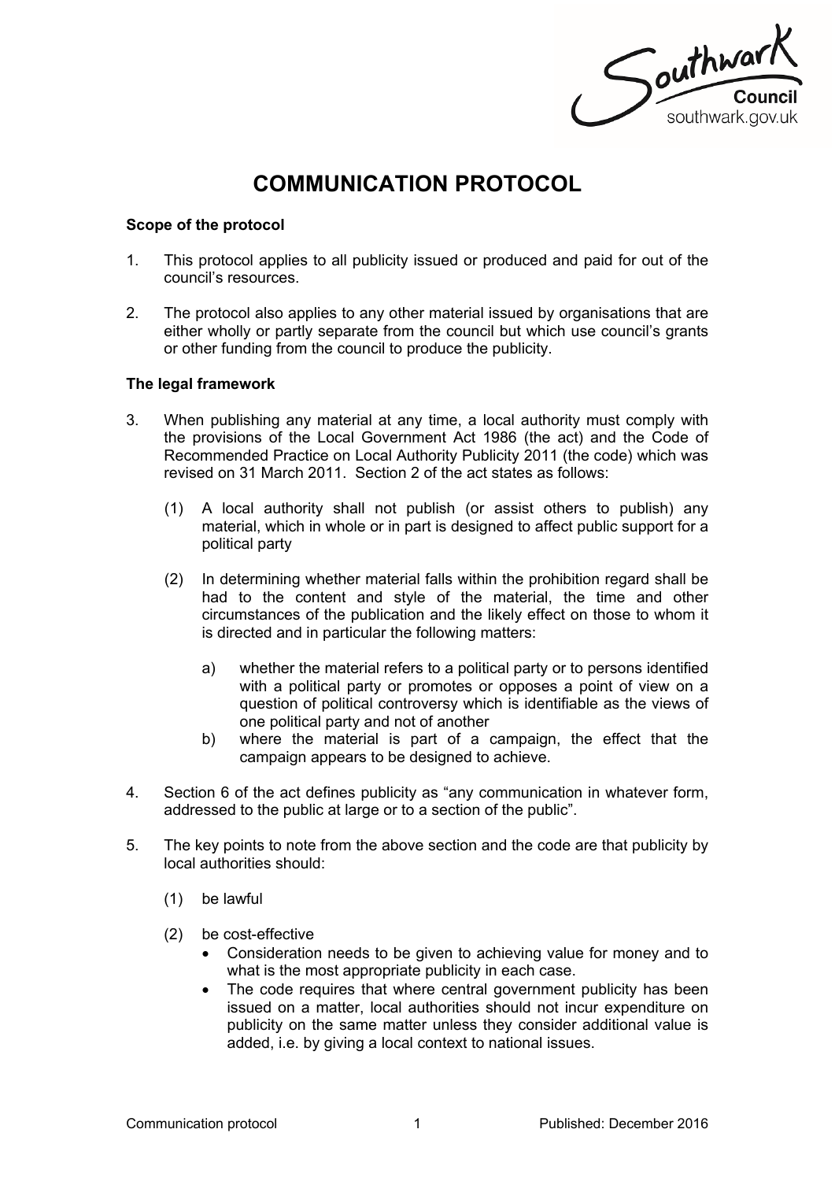# COMMUNICATION PROTOCOL

**Scope of the protocol**

1. This protocol applies to all publicity issued or produced and paid for out of the council's resources.

2. The protocol also applies to any other material issued by organisations that are either wholly or partly separate from the council but which use council's grants or other funding from the council to produce the publicity.

**The legal framework**

3. When publishing any material at any time, a local authority must comply with the provisions of the Local Government Act 1986 (the act) and the Code of Recommended Practice on Local Authority Publicity 2011 (the code) which was revised on 31 March 2011. Section 2 of the act states as follows:

   (1) A local authority shall not publish (or assist others to publish) any material, which in whole or in part is designed to affect public support for a political party

   (2) In determining whether material falls within the prohibition regard shall be had to the content and style of the material, the time and other circumstances of the publication and the likely effect on those to whom it is directed and in particular the following matters:

      a) whether the material refers to a political party or to persons identified with a political party or promotes or opposes a point of view on a question of political controversy which is identifiable as the views of one political party and not of another
      b) where the material is part of a campaign, the effect that the campaign appears to be designed to achieve.

4. Section 6 of the act defines publicity as "any communication in whatever form, addressed to the public at large or to a section of the public".

5. The key points to note from the above section and the code are that publicity by local authorities should:

   (1) be lawful

   (2) be cost-effective
   - Consideration needs to be given to achieving value for money and to what is the most appropriate publicity in each case.
   - The code requires that where central government publicity has been issued on a matter, local authorities should not incur expenditure on publicity on the same matter unless they consider additional value is added, i.e. by giving a local context to national issues.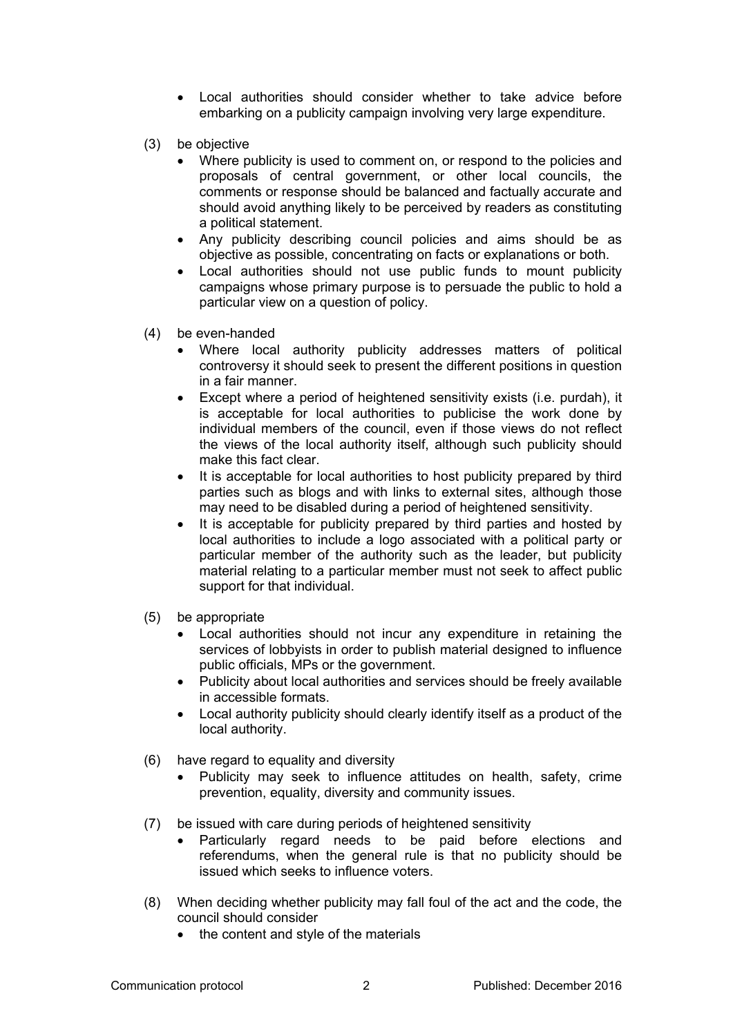- Local authorities should consider whether to take advice before embarking on a publicity campaign involving very large expenditure.

(3) be objective

- Where publicity is used to comment on, or respond to the policies and proposals of central government, or other local councils, the comments or response should be balanced and factually accurate and should avoid anything likely to be perceived by readers as constituting a political statement.
- Any publicity describing council policies and aims should be as objective as possible, concentrating on facts or explanations or both.
- Local authorities should not use public funds to mount publicity campaigns whose primary purpose is to persuade the public to hold a particular view on a question of policy.

(4) be even-handed

- Where local authority publicity addresses matters of political controversy it should seek to present the different positions in question in a fair manner.
- Except where a period of heightened sensitivity exists (i.e. purdah), it is acceptable for local authorities to publicise the work done by individual members of the council, even if those views do not reflect the views of the local authority itself, although such publicity should make this fact clear.
- It is acceptable for local authorities to host publicity prepared by third parties such as blogs and with links to external sites, although those may need to be disabled during a period of heightened sensitivity.
- It is acceptable for publicity prepared by third parties and hosted by local authorities to include a logo associated with a political party or particular member of the authority such as the leader, but publicity material relating to a particular member must not seek to affect public support for that individual.

(5) be appropriate

- Local authorities should not incur any expenditure in retaining the services of lobbyists in order to publish material designed to influence public officials, MPs or the government.
- Publicity about local authorities and services should be freely available in accessible formats.
- Local authority publicity should clearly identify itself as a product of the local authority.

(6) have regard to equality and diversity

- Publicity may seek to influence attitudes on health, safety, crime prevention, equality, diversity and community issues.

(7) be issued with care during periods of heightened sensitivity

- Particularly regard needs to be paid before elections and referendums, when the general rule is that no publicity should be issued which seeks to influence voters.

(8) When deciding whether publicity may fall foul of the act and the code, the council should consider

- the content and style of the materials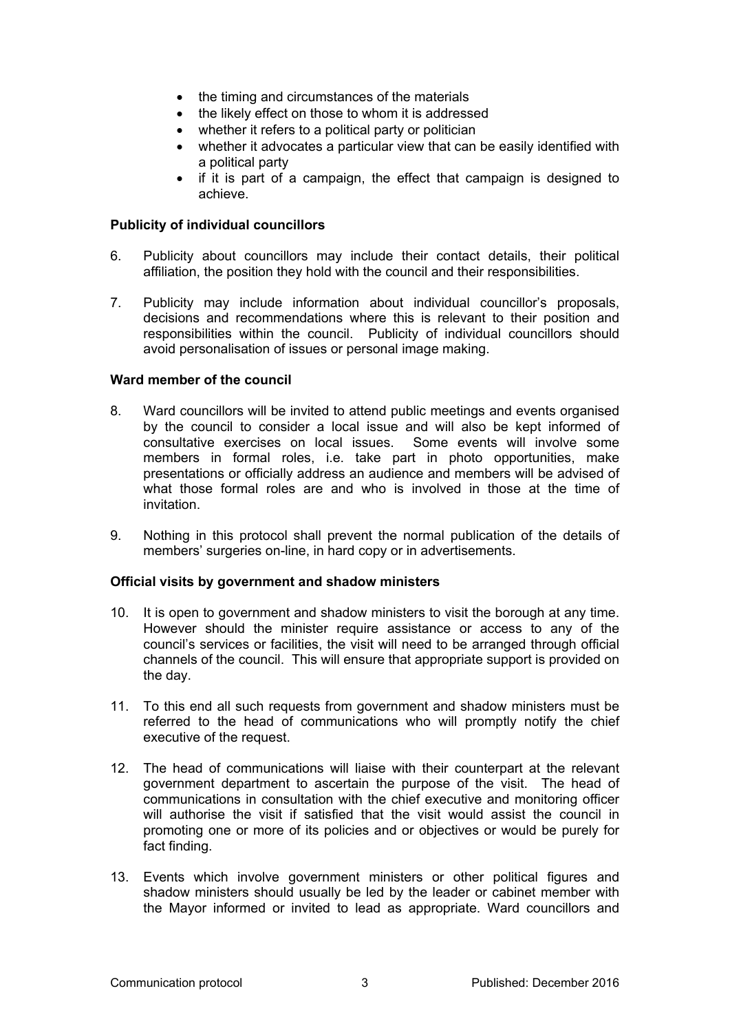- the timing and circumstances of the materials
- the likely effect on those to whom it is addressed
- whether it refers to a political party or politician
- whether it advocates a particular view that can be easily identified with a political party
- if it is part of a campaign, the effect that campaign is designed to achieve.

**Publicity of individual councillors**

6. Publicity about councillors may include their contact details, their political affiliation, the position they hold with the council and their responsibilities.

7. Publicity may include information about individual councillor's proposals, decisions and recommendations where this is relevant to their position and responsibilities within the council. Publicity of individual councillors should avoid personalisation of issues or personal image making.

**Ward member of the council**

8. Ward councillors will be invited to attend public meetings and events organised by the council to consider a local issue and will also be kept informed of consultative exercises on local issues. Some events will involve some members in formal roles, i.e. take part in photo opportunities, make presentations or officially address an audience and members will be advised of what those formal roles are and who is involved in those at the time of invitation.

9. Nothing in this protocol shall prevent the normal publication of the details of members' surgeries on-line, in hard copy or in advertisements.

**Official visits by government and shadow ministers**

10. It is open to government and shadow ministers to visit the borough at any time. However should the minister require assistance or access to any of the council's services or facilities, the visit will need to be arranged through official channels of the council. This will ensure that appropriate support is provided on the day.

11. To this end all such requests from government and shadow ministers must be referred to the head of communications who will promptly notify the chief executive of the request.

12. The head of communications will liaise with their counterpart at the relevant government department to ascertain the purpose of the visit. The head of communications in consultation with the chief executive and monitoring officer will authorise the visit if satisfied that the visit would assist the council in promoting one or more of its policies and or objectives or would be purely for fact finding.

13. Events which involve government ministers or other political figures and shadow ministers should usually be led by the leader or cabinet member with the Mayor informed or invited to lead as appropriate. Ward councillors and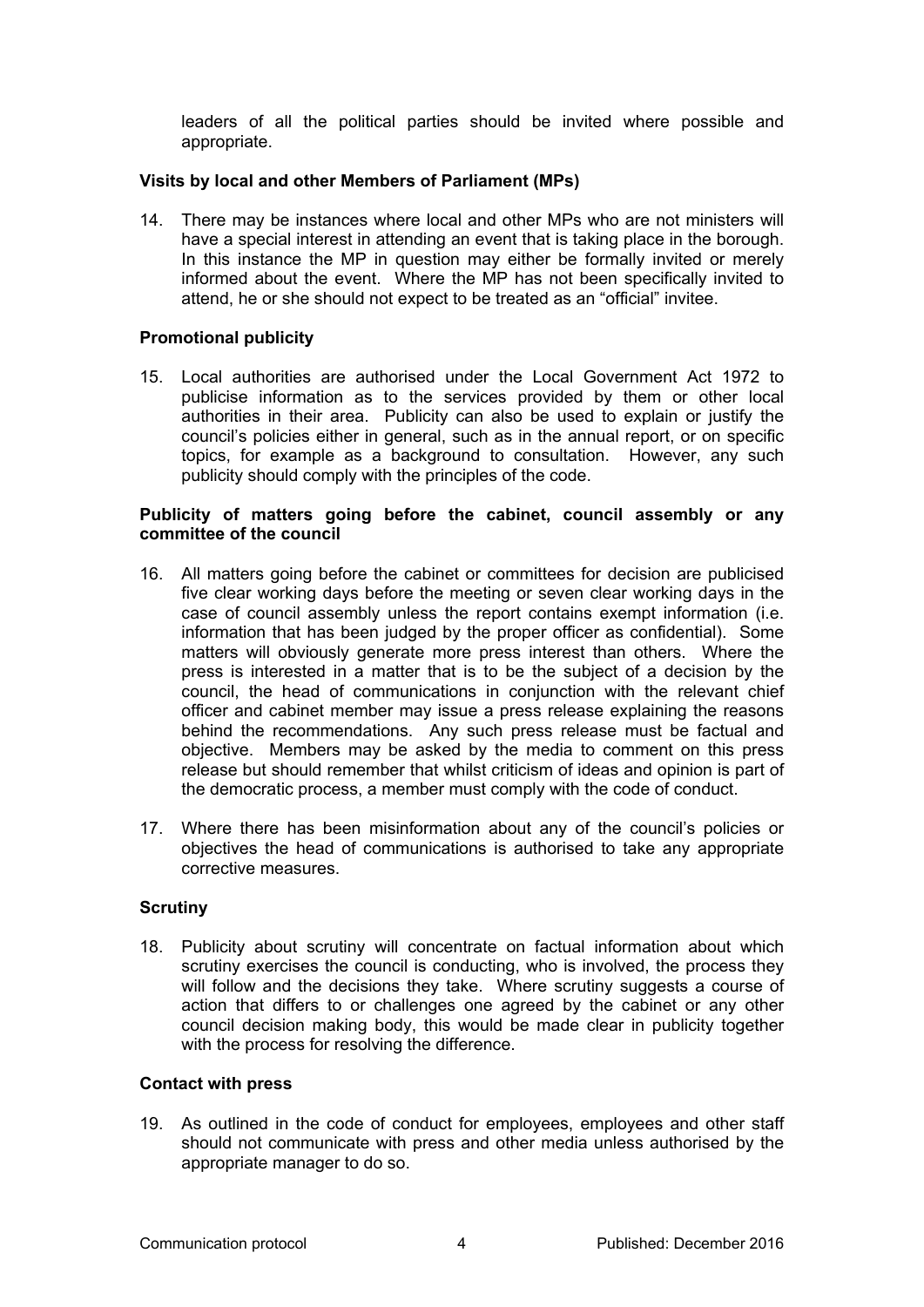leaders of all the political parties should be invited where possible and appropriate.

**Visits by local and other Members of Parliament (MPs)**

14. There may be instances where local and other MPs who are not ministers will have a special interest in attending an event that is taking place in the borough. In this instance the MP in question may either be formally invited or merely informed about the event. Where the MP has not been specifically invited to attend, he or she should not expect to be treated as an "official" invitee.

**Promotional publicity**

15. Local authorities are authorised under the Local Government Act 1972 to publicise information as to the services provided by them or other local authorities in their area. Publicity can also be used to explain or justify the council's policies either in general, such as in the annual report, or on specific topics, for example as a background to consultation. However, any such publicity should comply with the principles of the code.

**Publicity of matters going before the cabinet, council assembly or any committee of the council**

16. All matters going before the cabinet or committees for decision are publicised five clear working days before the meeting or seven clear working days in the case of council assembly unless the report contains exempt information (i.e. information that has been judged by the proper officer as confidential). Some matters will obviously generate more press interest than others. Where the press is interested in a matter that is to be the subject of a decision by the council, the head of communications in conjunction with the relevant chief officer and cabinet member may issue a press release explaining the reasons behind the recommendations. Any such press release must be factual and objective. Members may be asked by the media to comment on this press release but should remember that whilst criticism of ideas and opinion is part of the democratic process, a member must comply with the code of conduct.

17. Where there has been misinformation about any of the council's policies or objectives the head of communications is authorised to take any appropriate corrective measures.

**Scrutiny**

18. Publicity about scrutiny will concentrate on factual information about which scrutiny exercises the council is conducting, who is involved, the process they will follow and the decisions they take. Where scrutiny suggests a course of action that differs to or challenges one agreed by the cabinet or any other council decision making body, this would be made clear in publicity together with the process for resolving the difference.

**Contact with press**

19. As outlined in the code of conduct for employees, employees and other staff should not communicate with press and other media unless authorised by the appropriate manager to do so.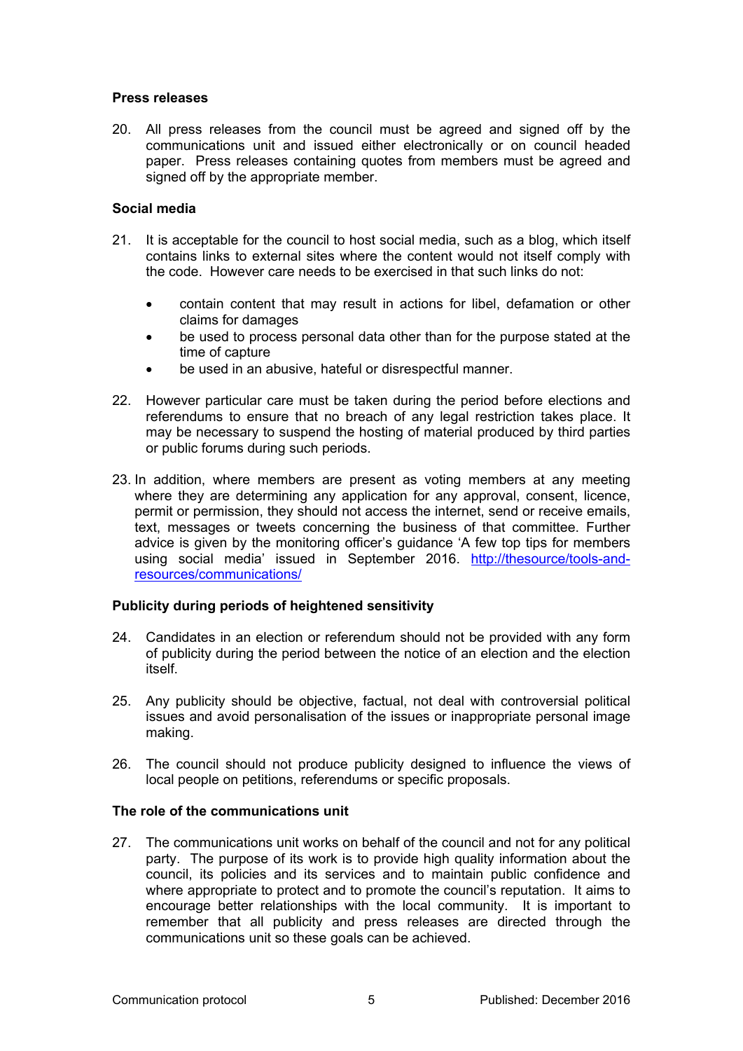### Press releases

20. All press releases from the council must be agreed and signed off by the communications unit and issued either electronically or on council headed paper. Press releases containing quotes from members must be agreed and signed off by the appropriate member.

### Social media

21. It is acceptable for the council to host social media, such as a blog, which itself contains links to external sites where the content would not itself comply with the code. However care needs to be exercised in that such links do not:

    - contain content that may result in actions for libel, defamation or other claims for damages
    - be used to process personal data other than for the purpose stated at the time of capture
    - be used in an abusive, hateful or disrespectful manner.

22. However particular care must be taken during the period before elections and referendums to ensure that no breach of any legal restriction takes place. It may be necessary to suspend the hosting of material produced by third parties or public forums during such periods.

23. In addition, where members are present as voting members at any meeting where they are determining any application for any approval, consent, licence, permit or permission, they should not access the internet, send or receive emails, text, messages or tweets concerning the business of that committee. Further advice is given by the monitoring officer's guidance 'A few top tips for members using social media' issued in September 2016. [http://thesource/tools-and-resources/communications/](http://thesource/tools-and-resources/communications/)

### Publicity during periods of heightened sensitivity

24. Candidates in an election or referendum should not be provided with any form of publicity during the period between the notice of an election and the election itself.

25. Any publicity should be objective, factual, not deal with controversial political issues and avoid personalisation of the issues or inappropriate personal image making.

26. The council should not produce publicity designed to influence the views of local people on petitions, referendums or specific proposals.

### The role of the communications unit

27. The communications unit works on behalf of the council and not for any political party. The purpose of its work is to provide high quality information about the council, its policies and its services and to maintain public confidence and where appropriate to protect and to promote the council's reputation. It aims to encourage better relationships with the local community. It is important to remember that all publicity and press releases are directed through the communications unit so these goals can be achieved.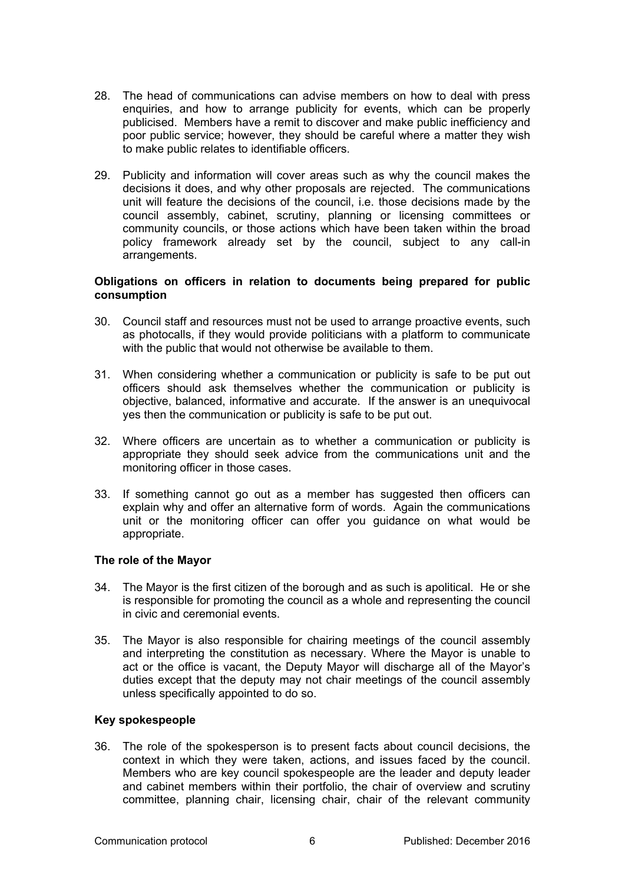28. The head of communications can advise members on how to deal with press enquiries, and how to arrange publicity for events, which can be properly publicised. Members have a remit to discover and make public inefficiency and poor public service; however, they should be careful where a matter they wish to make public relates to identifiable officers.

29. Publicity and information will cover areas such as why the council makes the decisions it does, and why other proposals are rejected. The communications unit will feature the decisions of the council, i.e. those decisions made by the council assembly, cabinet, scrutiny, planning or licensing committees or community councils, or those actions which have been taken within the broad policy framework already set by the council, subject to any call-in arrangements.

**Obligations on officers in relation to documents being prepared for public consumption**

30. Council staff and resources must not be used to arrange proactive events, such as photocalls, if they would provide politicians with a platform to communicate with the public that would not otherwise be available to them.

31. When considering whether a communication or publicity is safe to be put out officers should ask themselves whether the communication or publicity is objective, balanced, informative and accurate. If the answer is an unequivocal yes then the communication or publicity is safe to be put out.

32. Where officers are uncertain as to whether a communication or publicity is appropriate they should seek advice from the communications unit and the monitoring officer in those cases.

33. If something cannot go out as a member has suggested then officers can explain why and offer an alternative form of words. Again the communications unit or the monitoring officer can offer you guidance on what would be appropriate.

**The role of the Mayor**

34. The Mayor is the first citizen of the borough and as such is apolitical. He or she is responsible for promoting the council as a whole and representing the council in civic and ceremonial events.

35. The Mayor is also responsible for chairing meetings of the council assembly and interpreting the constitution as necessary. Where the Mayor is unable to act or the office is vacant, the Deputy Mayor will discharge all of the Mayor's duties except that the deputy may not chair meetings of the council assembly unless specifically appointed to do so.

**Key spokespeople**

36. The role of the spokesperson is to present facts about council decisions, the context in which they were taken, actions, and issues faced by the council. Members who are key council spokespeople are the leader and deputy leader and cabinet members within their portfolio, the chair of overview and scrutiny committee, planning chair, licensing chair, chair of the relevant community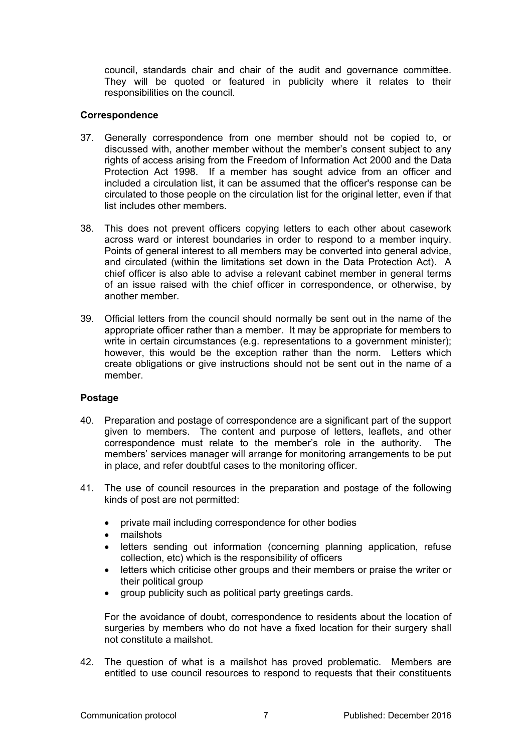council, standards chair and chair of the audit and governance committee. They will be quoted or featured in publicity where it relates to their responsibilities on the council.

### Correspondence

37. Generally correspondence from one member should not be copied to, or discussed with, another member without the member's consent subject to any rights of access arising from the Freedom of Information Act 2000 and the Data Protection Act 1998. If a member has sought advice from an officer and included a circulation list, it can be assumed that the officer's response can be circulated to those people on the circulation list for the original letter, even if that list includes other members.

38. This does not prevent officers copying letters to each other about casework across ward or interest boundaries in order to respond to a member inquiry. Points of general interest to all members may be converted into general advice, and circulated (within the limitations set down in the Data Protection Act). A chief officer is also able to advise a relevant cabinet member in general terms of an issue raised with the chief officer in correspondence, or otherwise, by another member.

39. Official letters from the council should normally be sent out in the name of the appropriate officer rather than a member. It may be appropriate for members to write in certain circumstances (e.g. representations to a government minister); however, this would be the exception rather than the norm. Letters which create obligations or give instructions should not be sent out in the name of a member.

### Postage

40. Preparation and postage of correspondence are a significant part of the support given to members. The content and purpose of letters, leaflets, and other correspondence must relate to the member's role in the authority. The members' services manager will arrange for monitoring arrangements to be put in place, and refer doubtful cases to the monitoring officer.

41. The use of council resources in the preparation and postage of the following kinds of post are not permitted:

    - private mail including correspondence for other bodies
    - mailshots
    - letters sending out information (concerning planning application, refuse collection, etc) which is the responsibility of officers
    - letters which criticise other groups and their members or praise the writer or their political group
    - group publicity such as political party greetings cards.

    For the avoidance of doubt, correspondence to residents about the location of surgeries by members who do not have a fixed location for their surgery shall not constitute a mailshot.

42. The question of what is a mailshot has proved problematic. Members are entitled to use council resources to respond to requests that their constituents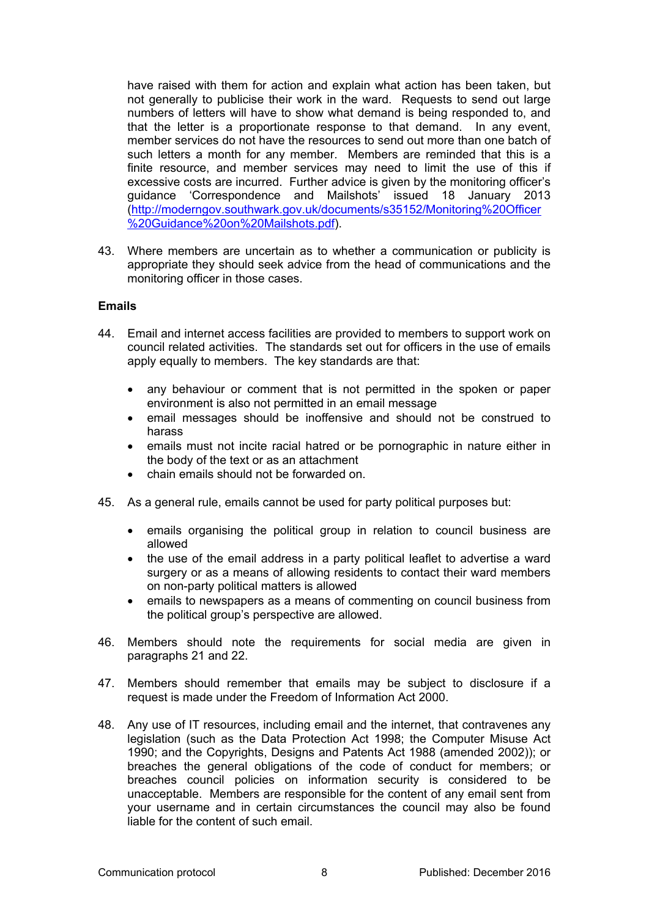have raised with them for action and explain what action has been taken, but not generally to publicise their work in the ward. Requests to send out large numbers of letters will have to show what demand is being responded to, and that the letter is a proportionate response to that demand. In any event, member services do not have the resources to send out more than one batch of such letters a month for any member. Members are reminded that this is a finite resource, and member services may need to limit the use of this if excessive costs are incurred. Further advice is given by the monitoring officer's guidance 'Correspondence and Mailshots' issued 18 January 2013 (http://moderngov.southwark.gov.uk/documents/s35152/Monitoring%20Officer%20Guidance%20on%20Mailshots.pdf).

43. Where members are uncertain as to whether a communication or publicity is appropriate they should seek advice from the head of communications and the monitoring officer in those cases.

**Emails**

44. Email and internet access facilities are provided to members to support work on council related activities. The standards set out for officers in the use of emails apply equally to members. The key standards are that:

    - any behaviour or comment that is not permitted in the spoken or paper environment is also not permitted in an email message
    - email messages should be inoffensive and should not be construed to harass
    - emails must not incite racial hatred or be pornographic in nature either in the body of the text or as an attachment
    - chain emails should not be forwarded on.

45. As a general rule, emails cannot be used for party political purposes but:

    - emails organising the political group in relation to council business are allowed
    - the use of the email address in a party political leaflet to advertise a ward surgery or as a means of allowing residents to contact their ward members on non-party political matters is allowed
    - emails to newspapers as a means of commenting on council business from the political group's perspective are allowed.

46. Members should note the requirements for social media are given in paragraphs 21 and 22.

47. Members should remember that emails may be subject to disclosure if a request is made under the Freedom of Information Act 2000.

48. Any use of IT resources, including email and the internet, that contravenes any legislation (such as the Data Protection Act 1998; the Computer Misuse Act 1990; and the Copyrights, Designs and Patents Act 1988 (amended 2002)); or breaches the general obligations of the code of conduct for members; or breaches council policies on information security is considered to be unacceptable. Members are responsible for the content of any email sent from your username and in certain circumstances the council may also be found liable for the content of such email.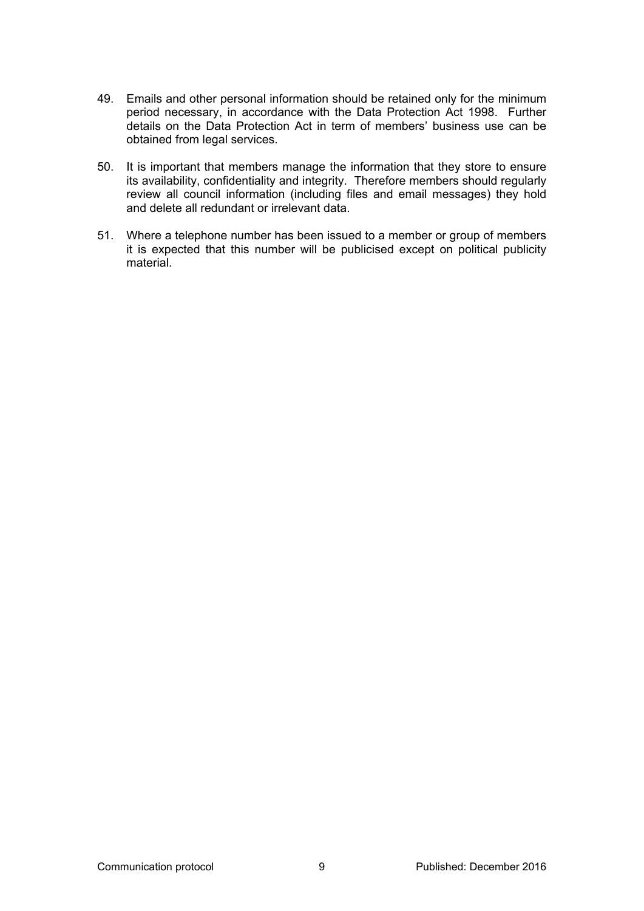49. Emails and other personal information should be retained only for the minimum period necessary, in accordance with the Data Protection Act 1998. Further details on the Data Protection Act in term of members' business use can be obtained from legal services.

50. It is important that members manage the information that they store to ensure its availability, confidentiality and integrity. Therefore members should regularly review all council information (including files and email messages) they hold and delete all redundant or irrelevant data.

51. Where a telephone number has been issued to a member or group of members it is expected that this number will be publicised except on political publicity material.